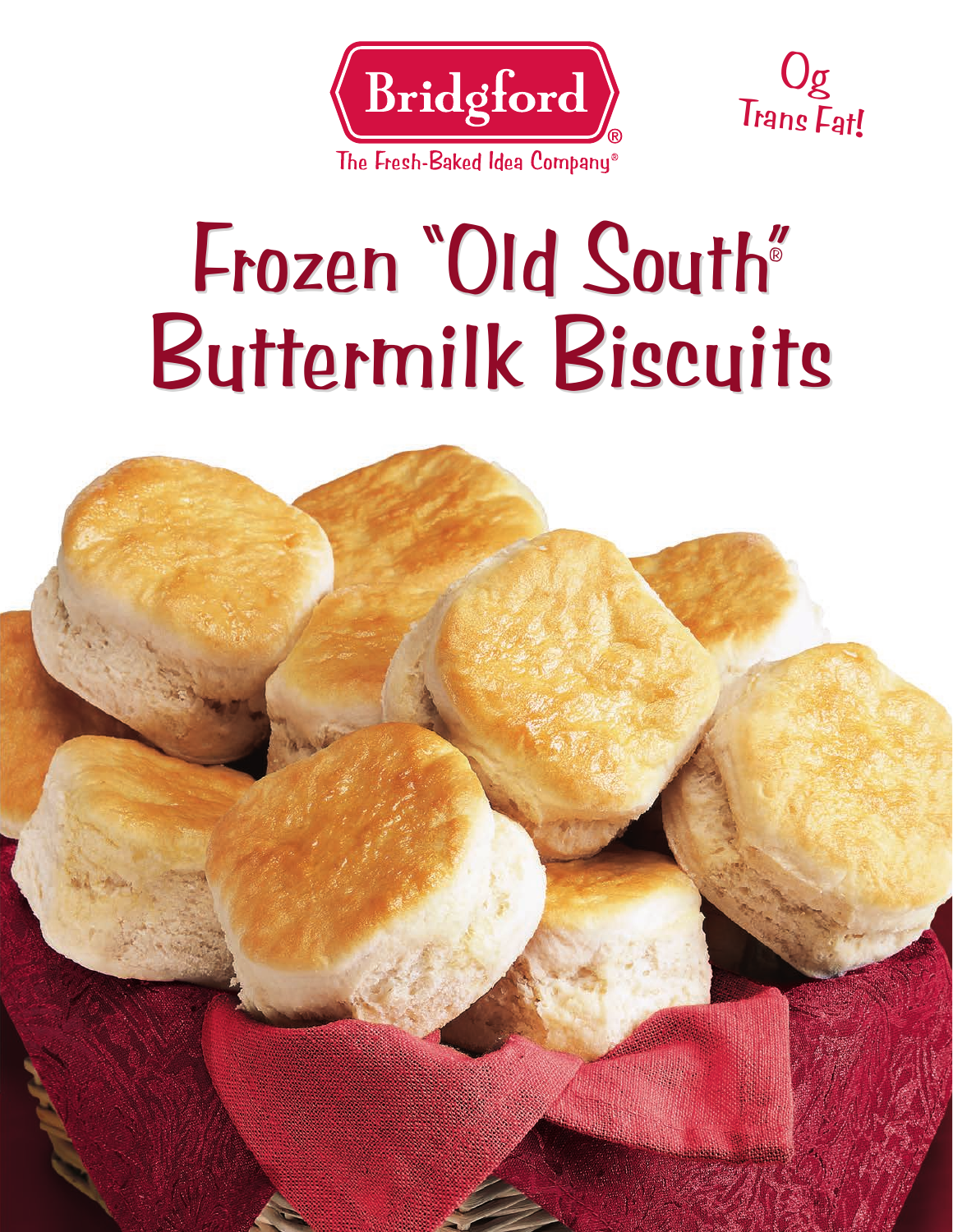Bridgford®

The Fresh-Baked Idea Company®

0g Trans Fat!

# Frozen "Old South"® Buttermilk Biscuits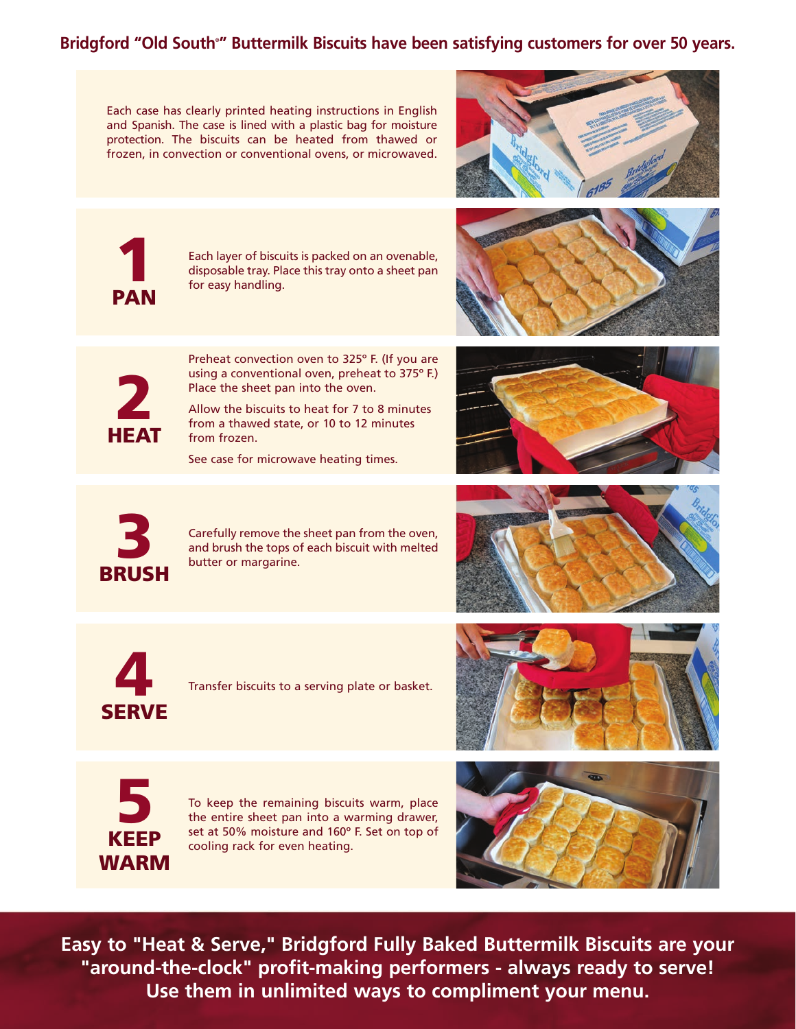## Bridgford "Old South®" Buttermilk Biscuits have been satisfying customers for over 50 years.

Each case has clearly printed heating instructions in English and Spanish. The case is lined with a plastic bag for moisture protection. The biscuits can be heated from thawed or frozen, in convection or conventional ovens, or microwaved.

### 1 PAN

Each layer of biscuits is packed on an ovenable, disposable tray. Place this tray onto a sheet pan for easy handling.

### 2 HEAT

Preheat convection oven to 325° F. (If you are using a conventional oven, preheat to 375° F.) Place the sheet pan into the oven.

Allow the biscuits to heat for 7 to 8 minutes from a thawed state, or 10 to 12 minutes from frozen.

See case for microwave heating times.

### 3 BRUSH

Carefully remove the sheet pan from the oven, and brush the tops of each biscuit with melted butter or margarine.

### 4 SERVE

Transfer biscuits to a serving plate or basket.

### 5 KEEP WARM

To keep the remaining biscuits warm, place the entire sheet pan into a warming drawer, set at 50% moisture and 160° F. Set on top of cooling rack for even heating.

**Easy to "Heat & Serve," Bridgford Fully Baked Buttermilk Biscuits are your "around-the-clock" profit-making performers - always ready to serve! Use them in unlimited ways to compliment your menu.**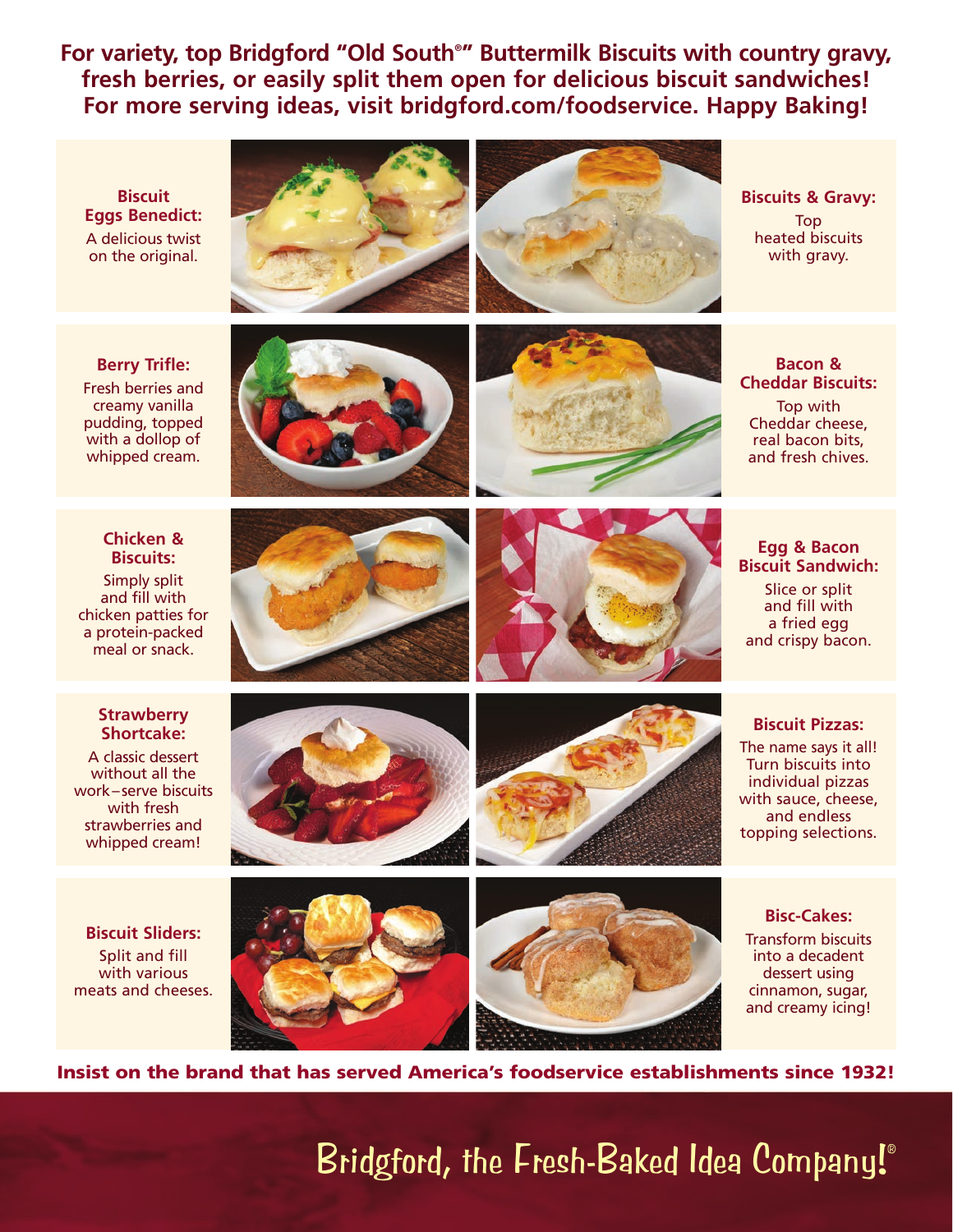**For variety, top Bridgford "Old South®" Buttermilk Biscuits with country gravy, fresh berries, or easily split them open for delicious biscuit sandwiches! For more serving ideas, visit bridgford.com/foodservice. Happy Baking!**

**Biscuit Eggs Benedict:**
A delicious twist on the original.

**Biscuits & Gravy:**
Top heated biscuits with gravy.

**Berry Trifle:**
Fresh berries and creamy vanilla pudding, topped with a dollop of whipped cream.

**Bacon & Cheddar Biscuits:**
Top with Cheddar cheese, real bacon bits, and fresh chives.

**Chicken & Biscuits:**
Simply split and fill with chicken patties for a protein-packed meal or snack.

**Egg & Bacon Biscuit Sandwich:**
Slice or split and fill with a fried egg and crispy bacon.

**Strawberry Shortcake:**
A classic dessert without all the work – serve biscuits with fresh strawberries and whipped cream!

**Biscuit Pizzas:**
The name says it all! Turn biscuits into individual pizzas with sauce, cheese, and endless topping selections.

**Biscuit Sliders:**
Split and fill with various meats and cheeses.

**Bisc-Cakes:**
Transform biscuits into a decadent dessert using cinnamon, sugar, and creamy icing!

**Insist on the brand that has served America's foodservice establishments since 1932!**

Bridgford, the Fresh-Baked Idea Company!®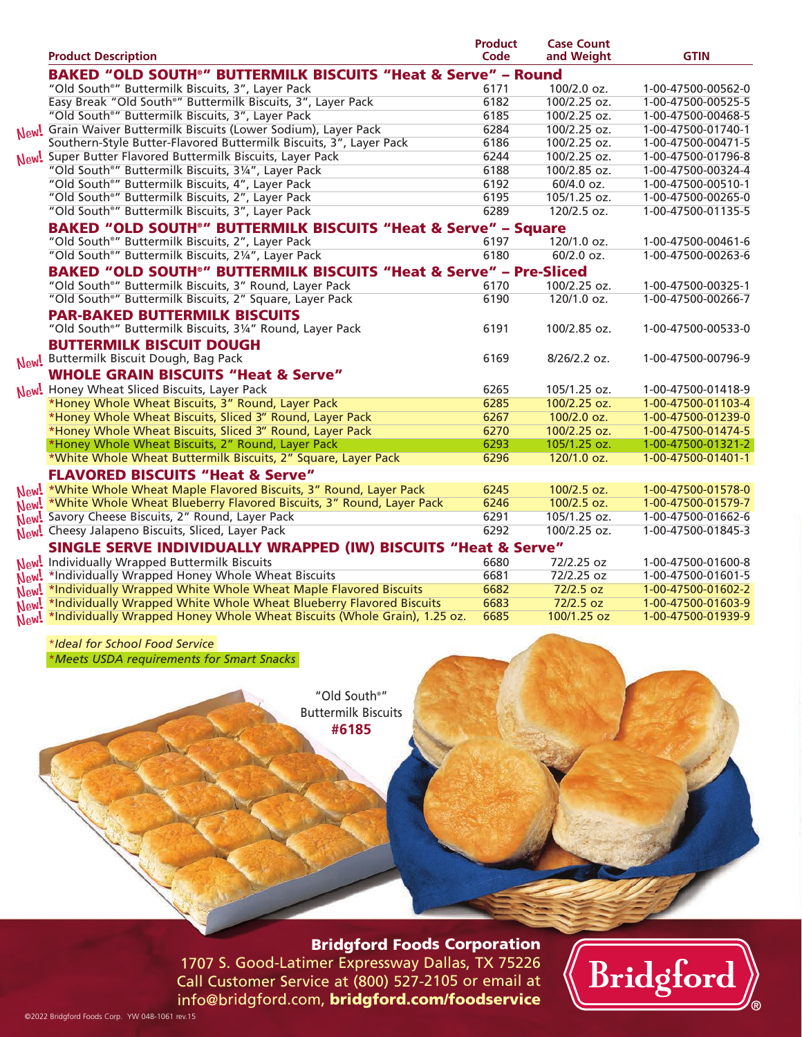| Product Description | Product Code | Case Count and Weight | GTIN |
|---|---|---|---|
| **BAKED "OLD SOUTH®" BUTTERMILK BISCUITS "Heat & Serve" – Round** | | | |
| "Old South®" Buttermilk Biscuits, 3", Layer Pack | 6171 | 100/2.0 oz. | 1-00-47500-00562-0 |
| Easy Break "Old South®" Buttermilk Biscuits, 3", Layer Pack | 6182 | 100/2.25 oz. | 1-00-47500-00525-5 |
| "Old South®" Buttermilk Biscuits, 3", Layer Pack | 6185 | 100/2.25 oz. | 1-00-47500-00468-5 |
| New! Grain Waiver Buttermilk Biscuits (Lower Sodium), Layer Pack | 6284 | 100/2.25 oz. | 1-00-47500-01740-1 |
| Southern-Style Butter-Flavored Buttermilk Biscuits, 3", Layer Pack | 6186 | 100/2.25 oz. | 1-00-47500-00471-5 |
| New! Super Butter Flavored Buttermilk Biscuits, Layer Pack | 6244 | 100/2.25 oz. | 1-00-47500-01796-8 |
| "Old South®" Buttermilk Biscuits, 3¼", Layer Pack | 6188 | 100/2.85 oz. | 1-00-47500-00324-4 |
| "Old South®" Buttermilk Biscuits, 4", Layer Pack | 6192 | 60/4.0 oz. | 1-00-47500-00510-1 |
| "Old South®" Buttermilk Biscuits, 2", Layer Pack | 6195 | 105/1.25 oz. | 1-00-47500-00265-0 |
| "Old South®" Buttermilk Biscuits, 3", Layer Pack | 6289 | 120/2.5 oz. | 1-00-47500-01135-5 |
| **BAKED "OLD SOUTH®" BUTTERMILK BISCUITS "Heat & Serve" – Square** | | | |
| "Old South®" Buttermilk Biscuits, 2", Layer Pack | 6197 | 120/1.0 oz. | 1-00-47500-00461-6 |
| "Old South®" Buttermilk Biscuits, 2¼", Layer Pack | 6180 | 60/2.0 oz. | 1-00-47500-00263-6 |
| **BAKED "OLD SOUTH®" BUTTERMILK BISCUITS "Heat & Serve" – Pre-Sliced** | | | |
| "Old South®" Buttermilk Biscuits, 3" Round, Layer Pack | 6170 | 100/2.25 oz. | 1-00-47500-00325-1 |
| "Old South®" Buttermilk Biscuits, 2" Square, Layer Pack | 6190 | 120/1.0 oz. | 1-00-47500-00266-7 |
| **PAR-BAKED BUTTERMILK BISCUITS** | | | |
| "Old South®" Buttermilk Biscuits, 3¼" Round, Layer Pack | 6191 | 100/2.85 oz. | 1-00-47500-00533-0 |
| **BUTTERMILK BISCUIT DOUGH** | | | |
| New! Buttermilk Biscuit Dough, Bag Pack | 6169 | 8/26/2.2 oz. | 1-00-47500-00796-9 |
| **WHOLE GRAIN BISCUITS "Heat & Serve"** | | | |
| New! Honey Wheat Sliced Biscuits, Layer Pack | 6265 | 105/1.25 oz. | 1-00-47500-01418-9 |
| *Honey Whole Wheat Biscuits, 3" Round, Layer Pack | 6285 | 100/2.25 oz. | 1-00-47500-01103-4 |
| *Honey Whole Wheat Biscuits, Sliced 3" Round, Layer Pack | 6267 | 100/2.0 oz. | 1-00-47500-01239-0 |
| *Honey Whole Wheat Biscuits, Sliced 3" Round, Layer Pack | 6270 | 100/2.25 oz. | 1-00-47500-01474-5 |
| *Honey Whole Wheat Biscuits, 2" Round, Layer Pack | 6293 | 105/1.25 oz. | 1-00-47500-01321-2 |
| *White Whole Wheat Buttermilk Biscuits, 2" Square, Layer Pack | 6296 | 120/1.0 oz. | 1-00-47500-01401-1 |
| **FLAVORED BISCUITS "Heat & Serve"** | | | |
| New! *White Whole Wheat Maple Flavored Biscuits, 3" Round, Layer Pack | 6245 | 100/2.5 oz. | 1-00-47500-01578-0 |
| New! *White Whole Wheat Blueberry Flavored Biscuits, 3" Round, Layer Pack | 6246 | 100/2.5 oz. | 1-00-47500-01579-7 |
| New! Savory Cheese Biscuits, 2" Round, Layer Pack | 6291 | 105/1.25 oz. | 1-00-47500-01662-6 |
| New! Cheesy Jalapeno Biscuits, Sliced, Layer Pack | 6292 | 100/2.25 oz. | 1-00-47500-01845-3 |
| **SINGLE SERVE INDIVIDUALLY WRAPPED (IW) BISCUITS "Heat & Serve"** | | | |
| New! Individually Wrapped Buttermilk Biscuits | 6680 | 72/2.25 oz | 1-00-47500-01600-8 |
| New! *Individually Wrapped Honey Whole Wheat Biscuits | 6681 | 72/2.25 oz | 1-00-47500-01601-5 |
| New! *Individually Wrapped White Whole Wheat Maple Flavored Biscuits | 6682 | 72/2.5 oz | 1-00-47500-01602-2 |
| New! *Individually Wrapped White Whole Wheat Blueberry Flavored Biscuits | 6683 | 72/2.5 oz | 1-00-47500-01603-9 |
| New! *Individually Wrapped Honey Whole Wheat Biscuits (Whole Grain), 1.25 oz. | 6685 | 100/1.25 oz | 1-00-47500-01939-9 |

*\*Ideal for School Food Service*

*\*Meets USDA requirements for Smart Snacks*

"Old South®" Buttermilk Biscuits **#6185**

**Bridgford Foods Corporation**
1707 S. Good-Latimer Expressway Dallas, TX 75226
Call Customer Service at (800) 527-2105 or email at info@bridgford.com, **bridgford.com/foodservice**

Bridgford®

©2022 Bridgford Foods Corp. YW 048-1061 rev.15